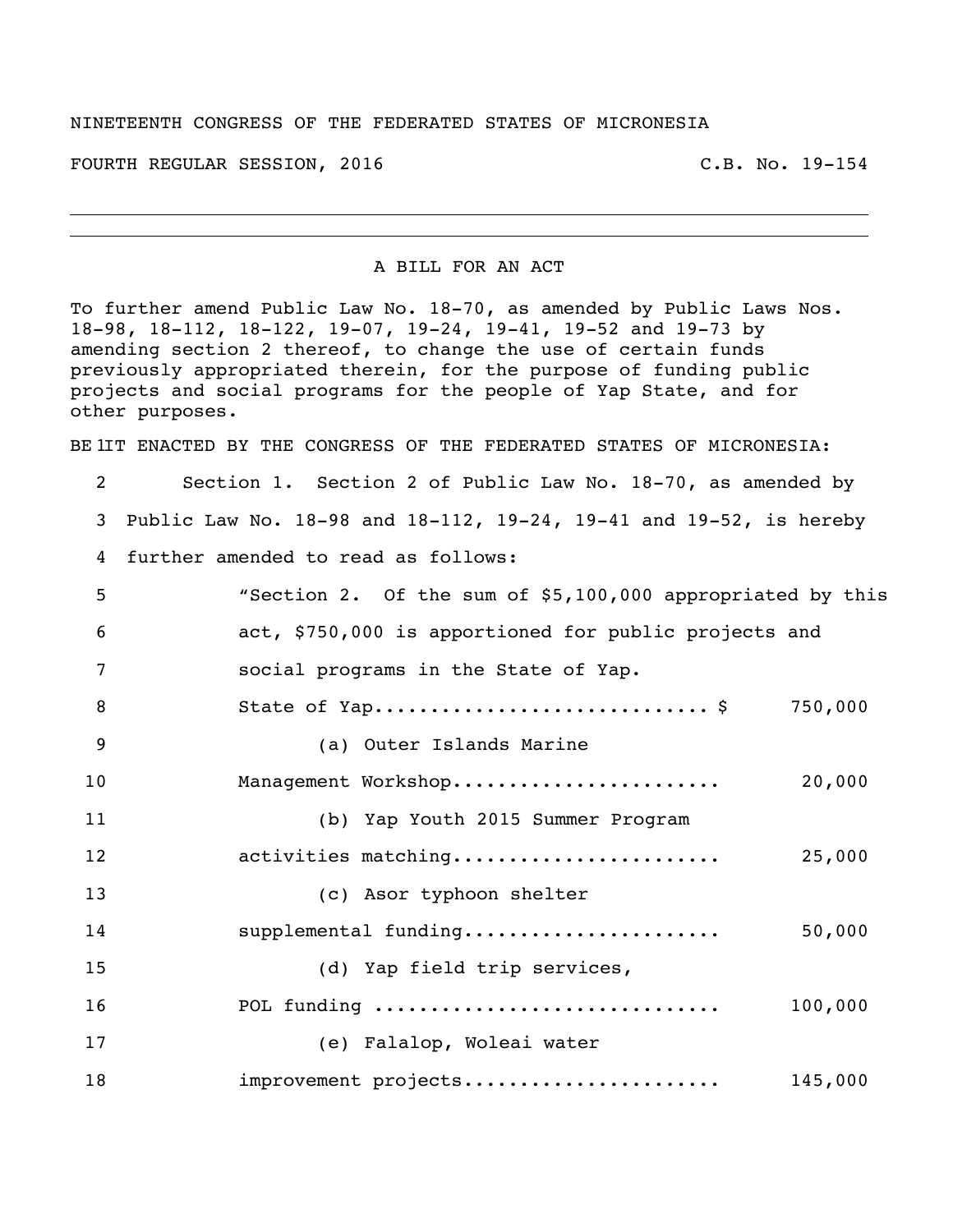NINETEENTH CONGRESS OF THE FEDERATED STATES OF MICRONESIA

FOURTH REGULAR SESSION, 2016 C.B. No. 19-154

---

A BILL FOR AN ACT

To further amend Public Law No. 18-70, as amended by Public Laws Nos. 18-98, 18-112, 18-122, 19-07, 19-24, 19-41, 19-52 and 19-73 by amending section 2 thereof, to change the use of certain funds previously appropriated therein, for the purpose of funding public projects and social programs for the people of Yap State, and for other purposes.

BE IT ENACTED BY THE CONGRESS OF THE FEDERATED STATES OF MICRONESIA:

Section 1. Section 2 of Public Law No. 18-70, as amended by Public Law No. 18-98 and 18-112, 19-24, 19-41 and 19-52, is hereby further amended to read as follows:

"Section 2. Of the sum of $5,100,000 appropriated by this act, $750,000 is apportioned for public projects and social programs in the State of Yap.

State of Yap............................ $ 750,000

(a) Outer Islands Marine Management Workshop....................... 20,000

(b) Yap Youth 2015 Summer Program activities matching....................... 25,000

(c) Asor typhoon shelter supplemental funding...................... 50,000

(d) Yap field trip services, POL funding .............................. 100,000

(e) Falalop, Woleai water improvement projects...................... 145,000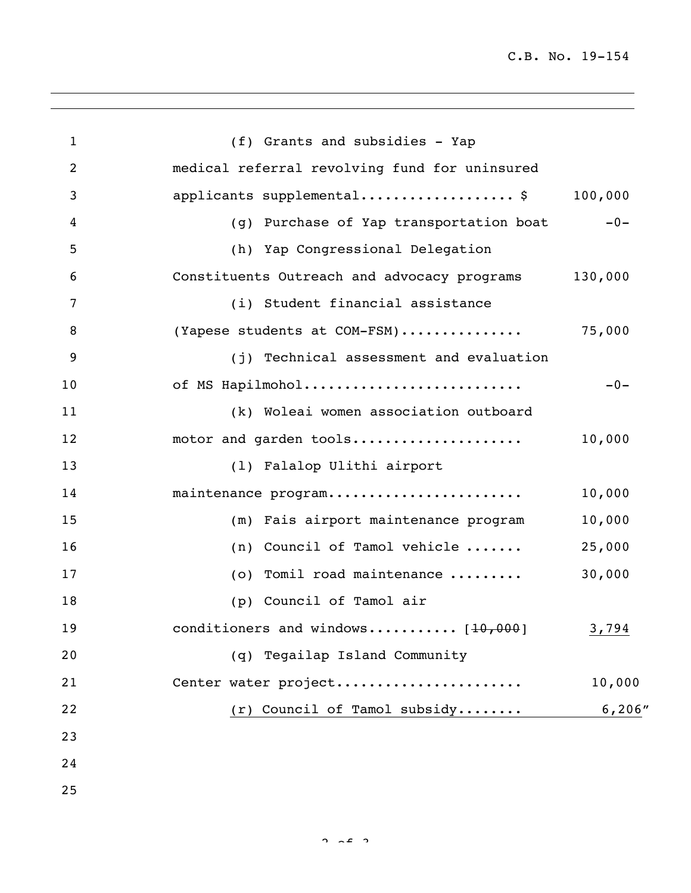(f) Grants and subsidies - Yap medical referral revolving fund for uninsured applicants supplemental.................. $ 100,000

(g) Purchase of Yap transportation boat -0-

(h) Yap Congressional Delegation Constituents Outreach and advocacy programs 130,000

(i) Student financial assistance (Yapese students at COM-FSM)............... 75,000

(j) Technical assessment and evaluation of MS Hapilmohol.......................... -0-

(k) Woleai women association outboard motor and garden tools..................... 10,000

(l) Falalop Ulithi airport maintenance program....................... 10,000

(m) Fais airport maintenance program 10,000

(n) Council of Tamol vehicle ....... 25,000

(o) Tomil road maintenance ......... 30,000

(p) Council of Tamol air conditioners and windows........... [~~10,000~~] <u>3,794</u>

(q) Tegailap Island Community Center water project...................... 10,000

<u>(r) Council of Tamol subsidy........ 6,206</u>"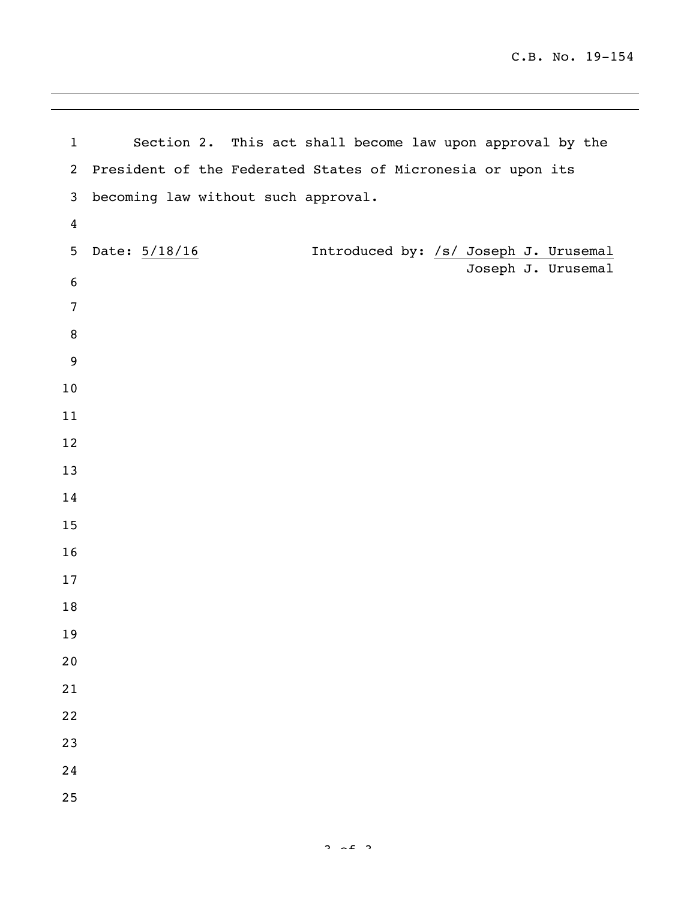Section 2. This act shall become law upon approval by the President of the Federated States of Micronesia or upon its becoming law without such approval.

Date: 5/18/16

Introduced by: /s/ Joseph J. Urusemal
Joseph J. Urusemal